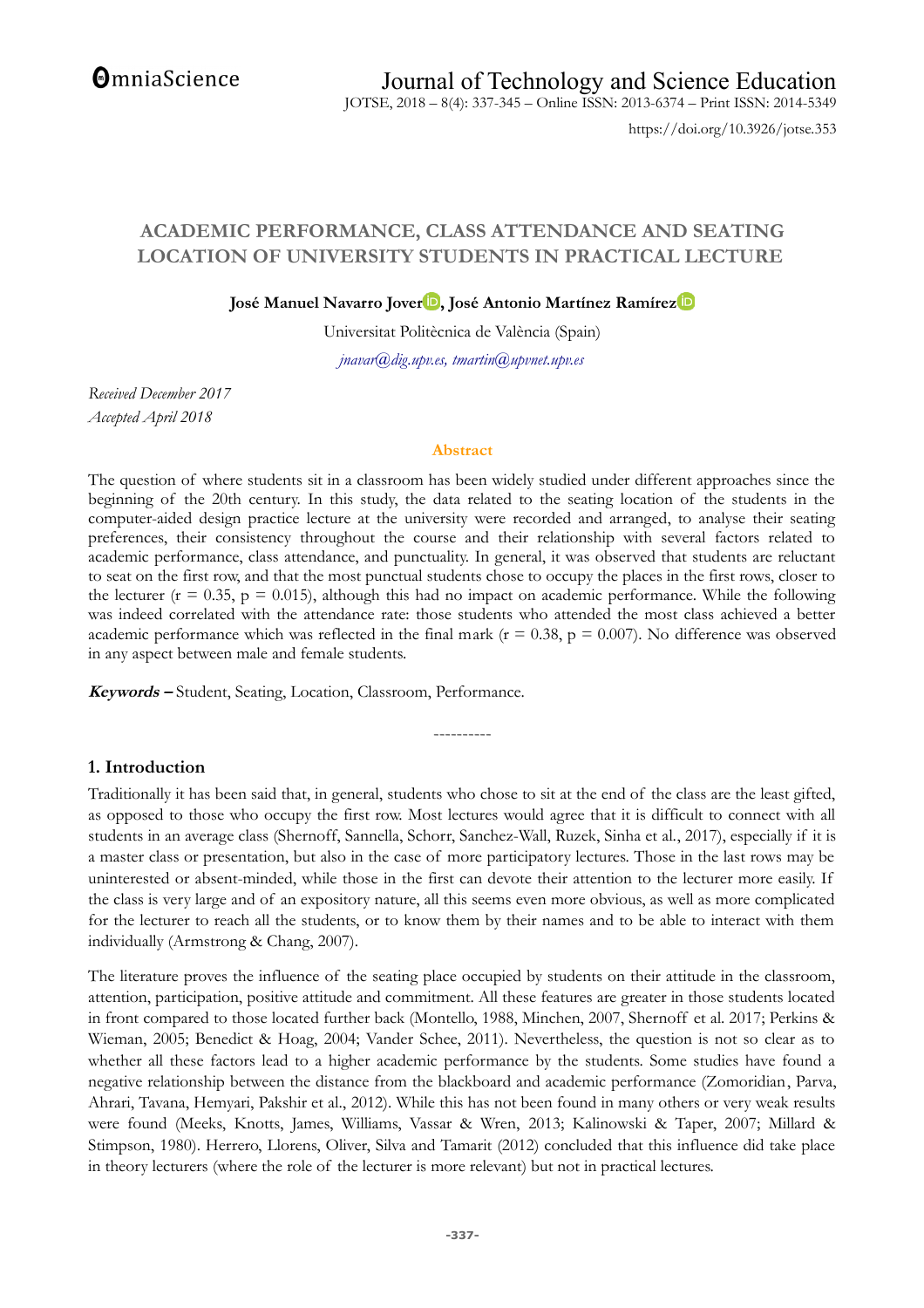# ACADEMIC PERFORMANCE, CLASS ATTENDANCE AND SEATING LOCATION OF UNIVERSITY STUDENTS IN PRACTICAL LECTURE

**José Manuel Navarro Jover, José Antonio Martínez Ramírez**

Universitat Politècnica de València (Spain)

*jnavar@dig.upv.es, tmartin@upvnet.upv.es*

*Received December 2017*
*Accepted April 2018*

## Abstract

The question of where students sit in a classroom has been widely studied under different approaches since the beginning of the 20th century. In this study, the data related to the seating location of the students in the computer-aided design practice lecture at the university were recorded and arranged, to analyse their seating preferences, their consistency throughout the course and their relationship with several factors related to academic performance, class attendance, and punctuality. In general, it was observed that students are reluctant to seat on the first row, and that the most punctual students chose to occupy the places in the first rows, closer to the lecturer ($r = 0.35$, $p = 0.015$), although this had no impact on academic performance. While the following was indeed correlated with the attendance rate: those students who attended the most class achieved a better academic performance which was reflected in the final mark ($r = 0.38$, $p = 0.007$). No difference was observed in any aspect between male and female students.

***Keywords –*** Student, Seating, Location, Classroom, Performance.

----------

## 1. Introduction

Traditionally it has been said that, in general, students who chose to sit at the end of the class are the least gifted, as opposed to those who occupy the first row. Most lectures would agree that it is difficult to connect with all students in an average class (Shernoff, Sannella, Schorr, Sanchez-Wall, Ruzek, Sinha et al., 2017), especially if it is a master class or presentation, but also in the case of more participatory lectures. Those in the last rows may be uninterested or absent-minded, while those in the first can devote their attention to the lecturer more easily. If the class is very large and of an expository nature, all this seems even more obvious, as well as more complicated for the lecturer to reach all the students, or to know them by their names and to be able to interact with them individually (Armstrong & Chang, 2007).

The literature proves the influence of the seating place occupied by students on their attitude in the classroom, attention, participation, positive attitude and commitment. All these features are greater in those students located in front compared to those located further back (Montello, 1988, Minchen, 2007, Shernoff et al. 2017; Perkins & Wieman, 2005; Benedict & Hoag, 2004; Vander Schee, 2011). Nevertheless, the question is not so clear as to whether all these factors lead to a higher academic performance by the students. Some studies have found a negative relationship between the distance from the blackboard and academic performance (Zomoridian, Parva, Ahrari, Tavana, Hemyari, Pakshir et al., 2012). While this has not been found in many others or very weak results were found (Meeks, Knotts, James, Williams, Vassar & Wren, 2013; Kalinowski & Taper, 2007; Millard & Stimpson, 1980). Herrero, Llorens, Oliver, Silva and Tamarit (2012) concluded that this influence did take place in theory lecturers (where the role of the lecturer is more relevant) but not in practical lectures.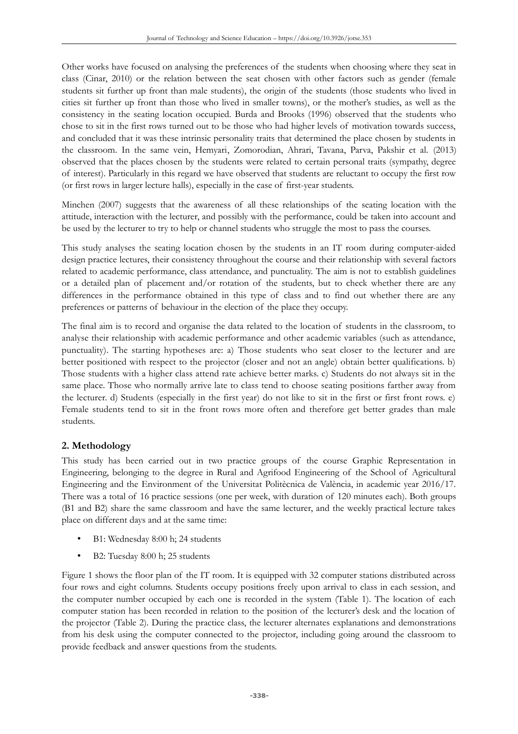Other works have focused on analysing the preferences of the students when choosing where they seat in class (Cinar, 2010) or the relation between the seat chosen with other factors such as gender (female students sit further up front than male students), the origin of the students (those students who lived in cities sit further up front than those who lived in smaller towns), or the mother's studies, as well as the consistency in the seating location occupied. Burda and Brooks (1996) observed that the students who chose to sit in the first rows turned out to be those who had higher levels of motivation towards success, and concluded that it was these intrinsic personality traits that determined the place chosen by students in the classroom. In the same vein, Hemyari, Zomorodian, Ahrari, Tavana, Parva, Pakshir et al. (2013) observed that the places chosen by the students were related to certain personal traits (sympathy, degree of interest). Particularly in this regard we have observed that students are reluctant to occupy the first row (or first rows in larger lecture halls), especially in the case of first-year students.

Minchen (2007) suggests that the awareness of all these relationships of the seating location with the attitude, interaction with the lecturer, and possibly with the performance, could be taken into account and be used by the lecturer to try to help or channel students who struggle the most to pass the courses.

This study analyses the seating location chosen by the students in an IT room during computer-aided design practice lectures, their consistency throughout the course and their relationship with several factors related to academic performance, class attendance, and punctuality. The aim is not to establish guidelines or a detailed plan of placement and/or rotation of the students, but to check whether there are any differences in the performance obtained in this type of class and to find out whether there are any preferences or patterns of behaviour in the election of the place they occupy.

The final aim is to record and organise the data related to the location of students in the classroom, to analyse their relationship with academic performance and other academic variables (such as attendance, punctuality). The starting hypotheses are: a) Those students who seat closer to the lecturer and are better positioned with respect to the projector (closer and not an angle) obtain better qualifications. b) Those students with a higher class attend rate achieve better marks. c) Students do not always sit in the same place. Those who normally arrive late to class tend to choose seating positions farther away from the lecturer. d) Students (especially in the first year) do not like to sit in the first or first front rows. e) Female students tend to sit in the front rows more often and therefore get better grades than male students.

## 2. Methodology

This study has been carried out in two practice groups of the course Graphic Representation in Engineering, belonging to the degree in Rural and Agrifood Engineering of the School of Agricultural Engineering and the Environment of the Universitat Politècnica de València, in academic year 2016/17. There was a total of 16 practice sessions (one per week, with duration of 120 minutes each). Both groups (B1 and B2) share the same classroom and have the same lecturer, and the weekly practical lecture takes place on different days and at the same time:

- B1: Wednesday 8:00 h; 24 students
- B2: Tuesday 8:00 h; 25 students

Figure 1 shows the floor plan of the IT room. It is equipped with 32 computer stations distributed across four rows and eight columns. Students occupy positions freely upon arrival to class in each session, and the computer number occupied by each one is recorded in the system (Table 1). The location of each computer station has been recorded in relation to the position of the lecturer's desk and the location of the projector (Table 2). During the practice class, the lecturer alternates explanations and demonstrations from his desk using the computer connected to the projector, including going around the classroom to provide feedback and answer questions from the students.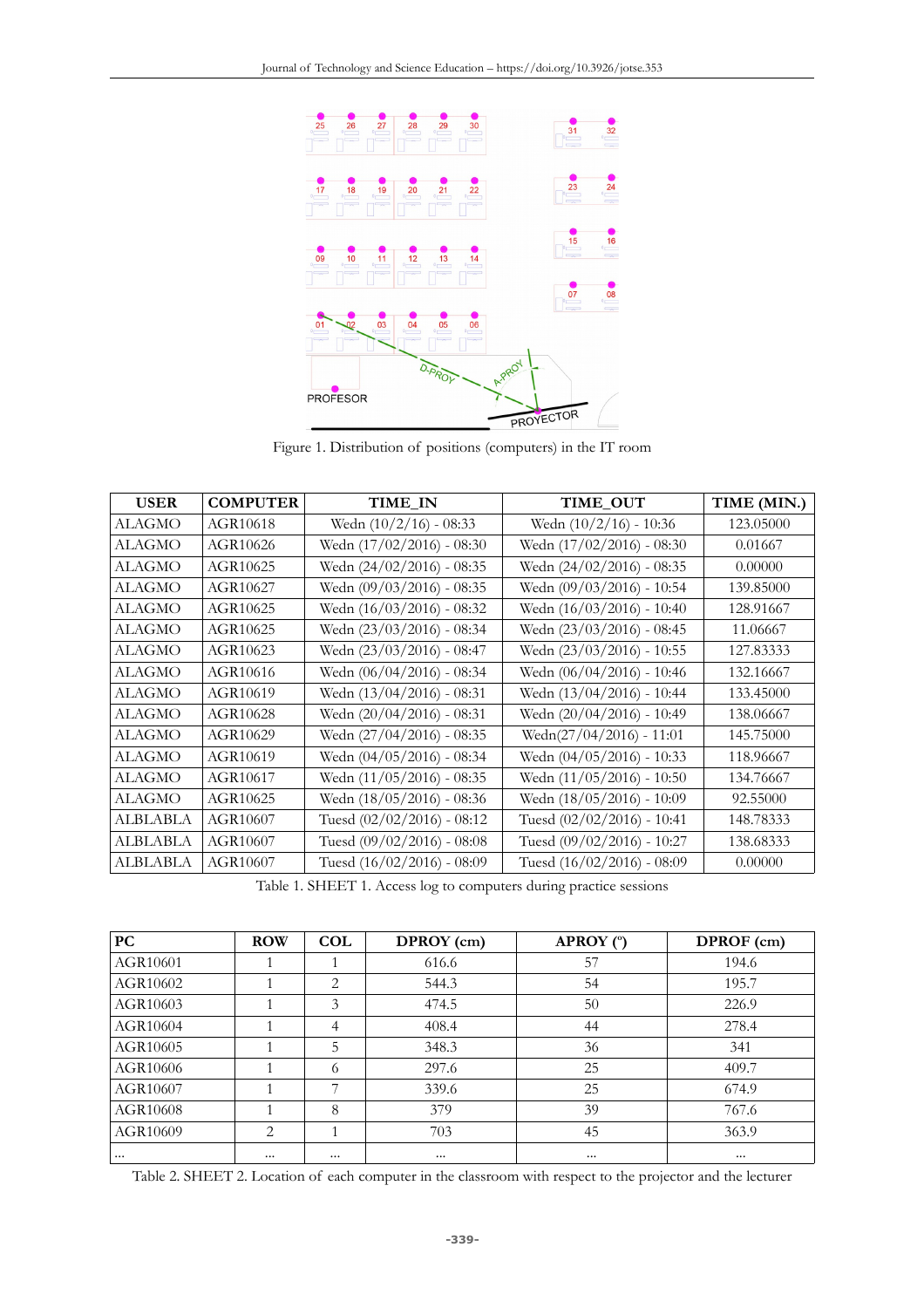Figure 1. Distribution of positions (computers) in the IT room

| USER | COMPUTER | TIME_IN | TIME_OUT | TIME (MIN.) |
|---|---|---|---|---|
| ALAGMO | AGR10618 | Wedn (10/2/16) - 08:33 | Wedn (10/2/16) - 10:36 | 123.05000 |
| ALAGMO | AGR10626 | Wedn (17/02/2016) - 08:30 | Wedn (17/02/2016) - 08:30 | 0.01667 |
| ALAGMO | AGR10625 | Wedn (24/02/2016) - 08:35 | Wedn (24/02/2016) - 08:35 | 0.00000 |
| ALAGMO | AGR10627 | Wedn (09/03/2016) - 08:35 | Wedn (09/03/2016) - 10:54 | 139.85000 |
| ALAGMO | AGR10625 | Wedn (16/03/2016) - 08:32 | Wedn (16/03/2016) - 10:40 | 128.91667 |
| ALAGMO | AGR10625 | Wedn (23/03/2016) - 08:34 | Wedn (23/03/2016) - 08:45 | 11.06667 |
| ALAGMO | AGR10623 | Wedn (23/03/2016) - 08:47 | Wedn (23/03/2016) - 10:55 | 127.83333 |
| ALAGMO | AGR10616 | Wedn (06/04/2016) - 08:34 | Wedn (06/04/2016) - 10:46 | 132.16667 |
| ALAGMO | AGR10619 | Wedn (13/04/2016) - 08:31 | Wedn (13/04/2016) - 10:44 | 133.45000 |
| ALAGMO | AGR10628 | Wedn (20/04/2016) - 08:31 | Wedn (20/04/2016) - 10:49 | 138.06667 |
| ALAGMO | AGR10629 | Wedn (27/04/2016) - 08:35 | Wedn(27/04/2016) - 11:01 | 145.75000 |
| ALAGMO | AGR10619 | Wedn (04/05/2016) - 08:34 | Wedn (04/05/2016) - 10:33 | 118.96667 |
| ALAGMO | AGR10617 | Wedn (11/05/2016) - 08:35 | Wedn (11/05/2016) - 10:50 | 134.76667 |
| ALAGMO | AGR10625 | Wedn (18/05/2016) - 08:36 | Wedn (18/05/2016) - 10:09 | 92.55000 |
| ALBLABLA | AGR10607 | Tuesd (02/02/2016) - 08:12 | Tuesd (02/02/2016) - 10:41 | 148.78333 |
| ALBLABLA | AGR10607 | Tuesd (09/02/2016) - 08:08 | Tuesd (09/02/2016) - 10:27 | 138.68333 |
| ALBLABLA | AGR10607 | Tuesd (16/02/2016) - 08:09 | Tuesd (16/02/2016) - 08:09 | 0.00000 |

Table 1. SHEET 1. Access log to computers during practice sessions

| PC | ROW | COL | DPROY (cm) | APROY (º) | DPROF (cm) |
|---|---|---|---|---|---|
| AGR10601 | 1 | 1 | 616.6 | 57 | 194.6 |
| AGR10602 | 1 | 2 | 544.3 | 54 | 195.7 |
| AGR10603 | 1 | 3 | 474.5 | 50 | 226.9 |
| AGR10604 | 1 | 4 | 408.4 | 44 | 278.4 |
| AGR10605 | 1 | 5 | 348.3 | 36 | 341 |
| AGR10606 | 1 | 6 | 297.6 | 25 | 409.7 |
| AGR10607 | 1 | 7 | 339.6 | 25 | 674.9 |
| AGR10608 | 1 | 8 | 379 | 39 | 767.6 |
| AGR10609 | 2 | 1 | 703 | 45 | 363.9 |
| ... | ... | ... | ... | ... | ... |

Table 2. SHEET 2. Location of each computer in the classroom with respect to the projector and the lecturer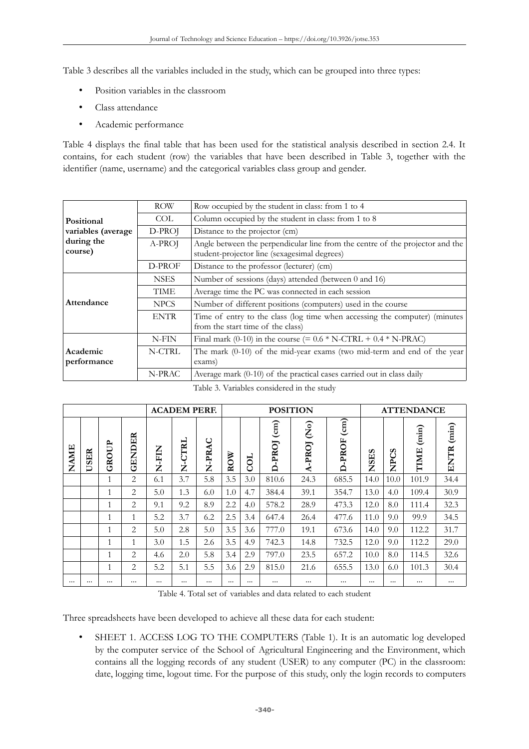Table 3 describes all the variables included in the study, which can be grouped into three types:

- Position variables in the classroom
- Class attendance
- Academic performance

Table 4 displays the final table that has been used for the statistical analysis described in section 2.4. It contains, for each student (row) the variables that have been described in Table 3, together with the identifier (name, username) and the categorical variables class group and gender.

| | | |
|---|---|---|
| **Positional variables (average during the course)** | ROW | Row occupied by the student in class: from 1 to 4 |
| | COL | Column occupied by the student in class: from 1 to 8 |
| | D-PROJ | Distance to the projector (cm) |
| | A-PROJ | Angle between the perpendicular line from the centre of the projector and the student-projector line (sexagesimal degrees) |
| | D-PROF | Distance to the professor (lecturer) (cm) |
| **Attendance** | NSES | Number of sessions (days) attended (between 0 and 16) |
| | TIME | Average time the PC was connected in each session |
| | NPCS | Number of different positions (computers) used in the course |
| | ENTR | Time of entry to the class (log time when accessing the computer) (minutes from the start time of the class) |
| **Academic performance** | N-FIN | Final mark (0-10) in the course (= 0.6 * N-CTRL + 0.4 * N-PRAC) |
| | N-CTRL | The mark (0-10) of the mid-year exams (two mid-term and end of the year exams) |
| | N-PRAC | Average mark (0-10) of the practical cases carried out in class daily |

Table 3. Variables considered in the study

| | | | | **ACADEM PERF.** | | | **POSITION** | | | | | **ATTENDANCE** | | | |
|---|---|---|---|---|---|---|---|---|---|---|---|---|---|---|---|
| **NAME** | **USER** | **GROUP** | **GENDER** | **N-FIN** | **N-CTRL** | **N-PRAC** | **ROW** | **COL** | **D-PROJ (cm)** | **A-PROJ (No)** | **D-PROF (cm)** | **NSES** | **NPCS** | **TIME (min)** | **ENTR (min)** |
| | | 1 | 2 | 6.1 | 3.7 | 5.8 | 3.5 | 3.0 | 810.6 | 24.3 | 685.5 | 14.0 | 10.0 | 101.9 | 34.4 |
| | | 1 | 2 | 5.0 | 1.3 | 6.0 | 1.0 | 4.7 | 384.4 | 39.1 | 354.7 | 13.0 | 4.0 | 109.4 | 30.9 |
| | | 1 | 2 | 9.1 | 9.2 | 8.9 | 2.2 | 4.0 | 578.2 | 28.9 | 473.3 | 12.0 | 8.0 | 111.4 | 32.3 |
| | | 1 | 1 | 5.2 | 3.7 | 6.2 | 2.5 | 3.4 | 647.4 | 26.4 | 477.6 | 11.0 | 9.0 | 99.9 | 34.5 |
| | | 1 | 2 | 5.0 | 2.8 | 5.0 | 3.5 | 3.6 | 777.0 | 19.1 | 673.6 | 14.0 | 9.0 | 112.2 | 31.7 |
| | | 1 | 1 | 3.0 | 1.5 | 2.6 | 3.5 | 4.9 | 742.3 | 14.8 | 732.5 | 12.0 | 9.0 | 112.2 | 29.0 |
| | | 1 | 2 | 4.6 | 2.0 | 5.8 | 3.4 | 2.9 | 797.0 | 23.5 | 657.2 | 10.0 | 8.0 | 114.5 | 32.6 |
| | | 1 | 2 | 5.2 | 5.1 | 5.5 | 3.6 | 2.9 | 815.0 | 21.6 | 655.5 | 13.0 | 6.0 | 101.3 | 30.4 |
| ... | ... | ... | ... | ... | ... | ... | ... | ... | ... | ... | ... | ... | ... | ... | ... |

Table 4. Total set of variables and data related to each student

Three spreadsheets have been developed to achieve all these data for each student:

- SHEET 1. ACCESS LOG TO THE COMPUTERS (Table 1). It is an automatic log developed by the computer service of the School of Agricultural Engineering and the Environment, which contains all the logging records of any student (USER) to any computer (PC) in the classroom: date, logging time, logout time. For the purpose of this study, only the login records to computers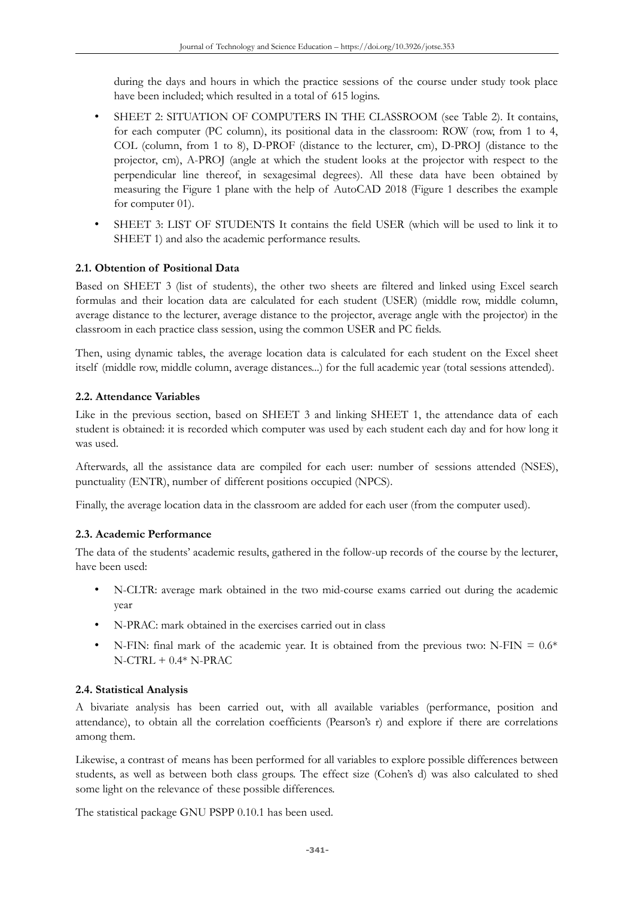during the days and hours in which the practice sessions of the course under study took place have been included; which resulted in a total of 615 logins.

- SHEET 2: SITUATION OF COMPUTERS IN THE CLASSROOM (see Table 2). It contains, for each computer (PC column), its positional data in the classroom: ROW (row, from 1 to 4, COL (column, from 1 to 8), D-PROF (distance to the lecturer, cm), D-PROJ (distance to the projector, cm), A-PROJ (angle at which the student looks at the projector with respect to the perpendicular line thereof, in sexagesimal degrees). All these data have been obtained by measuring the Figure 1 plane with the help of AutoCAD 2018 (Figure 1 describes the example for computer 01).
- SHEET 3: LIST OF STUDENTS It contains the field USER (which will be used to link it to SHEET 1) and also the academic performance results.

### 2.1. Obtention of Positional Data

Based on SHEET 3 (list of students), the other two sheets are filtered and linked using Excel search formulas and their location data are calculated for each student (USER) (middle row, middle column, average distance to the lecturer, average distance to the projector, average angle with the projector) in the classroom in each practice class session, using the common USER and PC fields.

Then, using dynamic tables, the average location data is calculated for each student on the Excel sheet itself (middle row, middle column, average distances...) for the full academic year (total sessions attended).

### 2.2. Attendance Variables

Like in the previous section, based on SHEET 3 and linking SHEET 1, the attendance data of each student is obtained: it is recorded which computer was used by each student each day and for how long it was used.

Afterwards, all the assistance data are compiled for each user: number of sessions attended (NSES), punctuality (ENTR), number of different positions occupied (NPCS).

Finally, the average location data in the classroom are added for each user (from the computer used).

### 2.3. Academic Performance

The data of the students' academic results, gathered in the follow-up records of the course by the lecturer, have been used:

- N-CLTR: average mark obtained in the two mid-course exams carried out during the academic year
- N-PRAC: mark obtained in the exercises carried out in class
- N-FIN: final mark of the academic year. It is obtained from the previous two: N-FIN = 0.6* N-CTRL + 0.4* N-PRAC

### 2.4. Statistical Analysis

A bivariate analysis has been carried out, with all available variables (performance, position and attendance), to obtain all the correlation coefficients (Pearson's r) and explore if there are correlations among them.

Likewise, a contrast of means has been performed for all variables to explore possible differences between students, as well as between both class groups. The effect size (Cohen's d) was also calculated to shed some light on the relevance of these possible differences.

The statistical package GNU PSPP 0.10.1 has been used.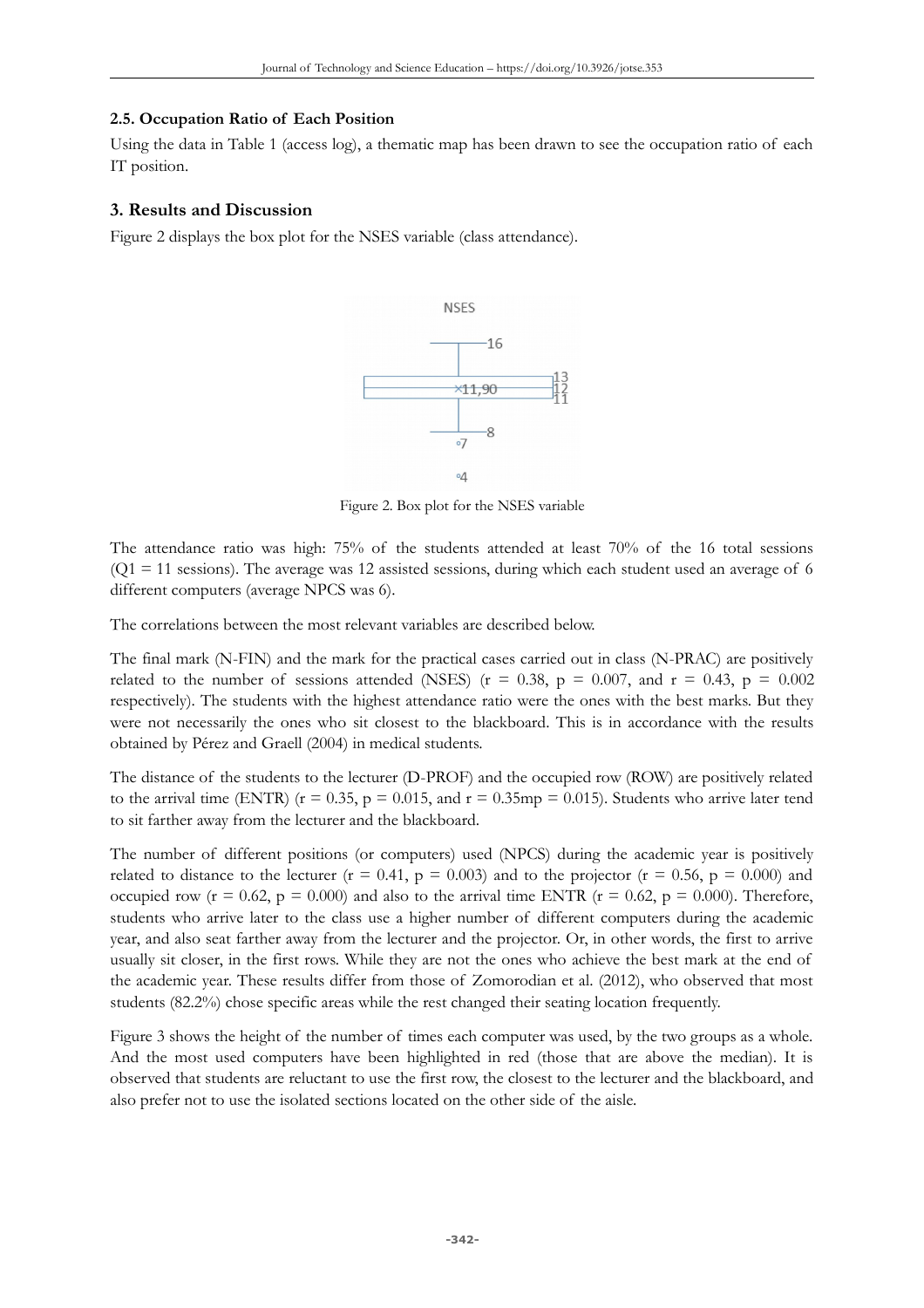### 2.5. Occupation Ratio of Each Position

Using the data in Table 1 (access log), a thematic map has been drawn to see the occupation ratio of each IT position.

## 3. Results and Discussion

Figure 2 displays the box plot for the NSES variable (class attendance).

Figure 2. Box plot for the NSES variable

The attendance ratio was high: 75% of the students attended at least 70% of the 16 total sessions (Q1 = 11 sessions). The average was 12 assisted sessions, during which each student used an average of 6 different computers (average NPCS was 6).

The correlations between the most relevant variables are described below.

The final mark (N-FIN) and the mark for the practical cases carried out in class (N-PRAC) are positively related to the number of sessions attended (NSES) ($r = 0.38$, $p = 0.007$, and $r = 0.43$, $p = 0.002$ respectively). The students with the highest attendance ratio were the ones with the best marks. But they were not necessarily the ones who sit closest to the blackboard. This is in accordance with the results obtained by Pérez and Graell (2004) in medical students.

The distance of the students to the lecturer (D-PROF) and the occupied row (ROW) are positively related to the arrival time (ENTR) ($r = 0.35$, $p = 0.015$, and r = 0.35mp = 0.015). Students who arrive later tend to sit farther away from the lecturer and the blackboard.

The number of different positions (or computers) used (NPCS) during the academic year is positively related to distance to the lecturer ($r = 0.41$, $p = 0.003$) and to the projector ($r = 0.56$, $p = 0.000$) and occupied row ($r = 0.62$, $p = 0.000$) and also to the arrival time ENTR ($r = 0.62$, $p = 0.000$). Therefore, students who arrive later to the class use a higher number of different computers during the academic year, and also seat farther away from the lecturer and the projector. Or, in other words, the first to arrive usually sit closer, in the first rows. While they are not the ones who achieve the best mark at the end of the academic year. These results differ from those of Zomorodian et al. (2012), who observed that most students (82.2%) chose specific areas while the rest changed their seating location frequently.

Figure 3 shows the height of the number of times each computer was used, by the two groups as a whole. And the most used computers have been highlighted in red (those that are above the median). It is observed that students are reluctant to use the first row, the closest to the lecturer and the blackboard, and also prefer not to use the isolated sections located on the other side of the aisle.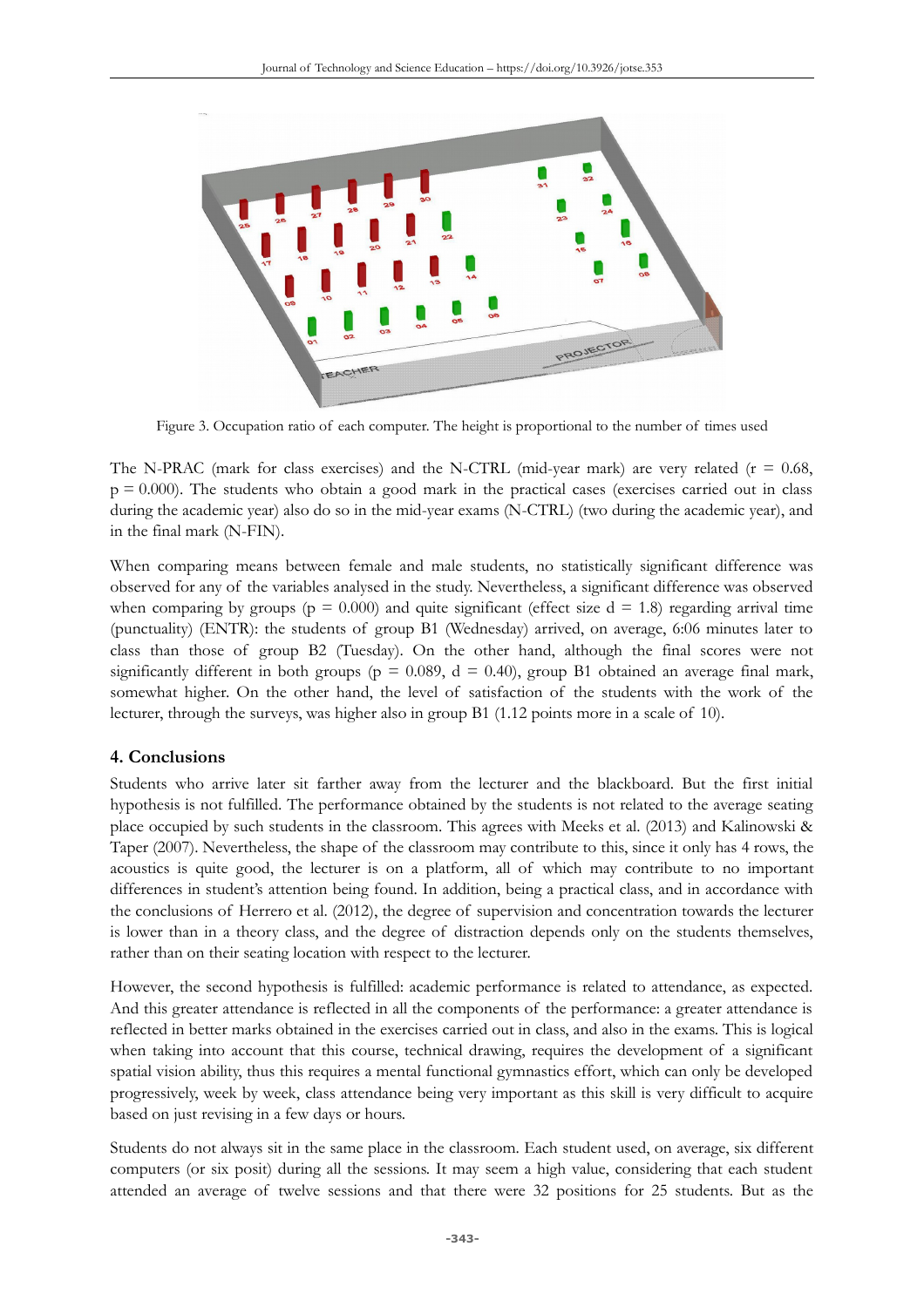Figure 3. Occupation ratio of each computer. The height is proportional to the number of times used

The N-PRAC (mark for class exercises) and the N-CTRL (mid-year mark) are very related ($r = 0.68$, $p = 0.000$). The students who obtain a good mark in the practical cases (exercises carried out in class during the academic year) also do so in the mid-year exams (N-CTRL) (two during the academic year), and in the final mark (N-FIN).

When comparing means between female and male students, no statistically significant difference was observed for any of the variables analysed in the study. Nevertheless, a significant difference was observed when comparing by groups ($p = 0.000$) and quite significant (effect size $d = 1.8$) regarding arrival time (punctuality) (ENTR): the students of group B1 (Wednesday) arrived, on average, 6:06 minutes later to class than those of group B2 (Tuesday). On the other hand, although the final scores were not significantly different in both groups ($p = 0.089$, $d = 0.40$), group B1 obtained an average final mark, somewhat higher. On the other hand, the level of satisfaction of the students with the work of the lecturer, through the surveys, was higher also in group B1 (1.12 points more in a scale of 10).

## 4. Conclusions

Students who arrive later sit farther away from the lecturer and the blackboard. But the first initial hypothesis is not fulfilled. The performance obtained by the students is not related to the average seating place occupied by such students in the classroom. This agrees with Meeks et al. (2013) and Kalinowski & Taper (2007). Nevertheless, the shape of the classroom may contribute to this, since it only has 4 rows, the acoustics is quite good, the lecturer is on a platform, all of which may contribute to no important differences in student's attention being found. In addition, being a practical class, and in accordance with the conclusions of Herrero et al. (2012), the degree of supervision and concentration towards the lecturer is lower than in a theory class, and the degree of distraction depends only on the students themselves, rather than on their seating location with respect to the lecturer.

However, the second hypothesis is fulfilled: academic performance is related to attendance, as expected. And this greater attendance is reflected in all the components of the performance: a greater attendance is reflected in better marks obtained in the exercises carried out in class, and also in the exams. This is logical when taking into account that this course, technical drawing, requires the development of a significant spatial vision ability, thus this requires a mental functional gymnastics effort, which can only be developed progressively, week by week, class attendance being very important as this skill is very difficult to acquire based on just revising in a few days or hours.

Students do not always sit in the same place in the classroom. Each student used, on average, six different computers (or six posit) during all the sessions. It may seem a high value, considering that each student attended an average of twelve sessions and that there were 32 positions for 25 students. But as the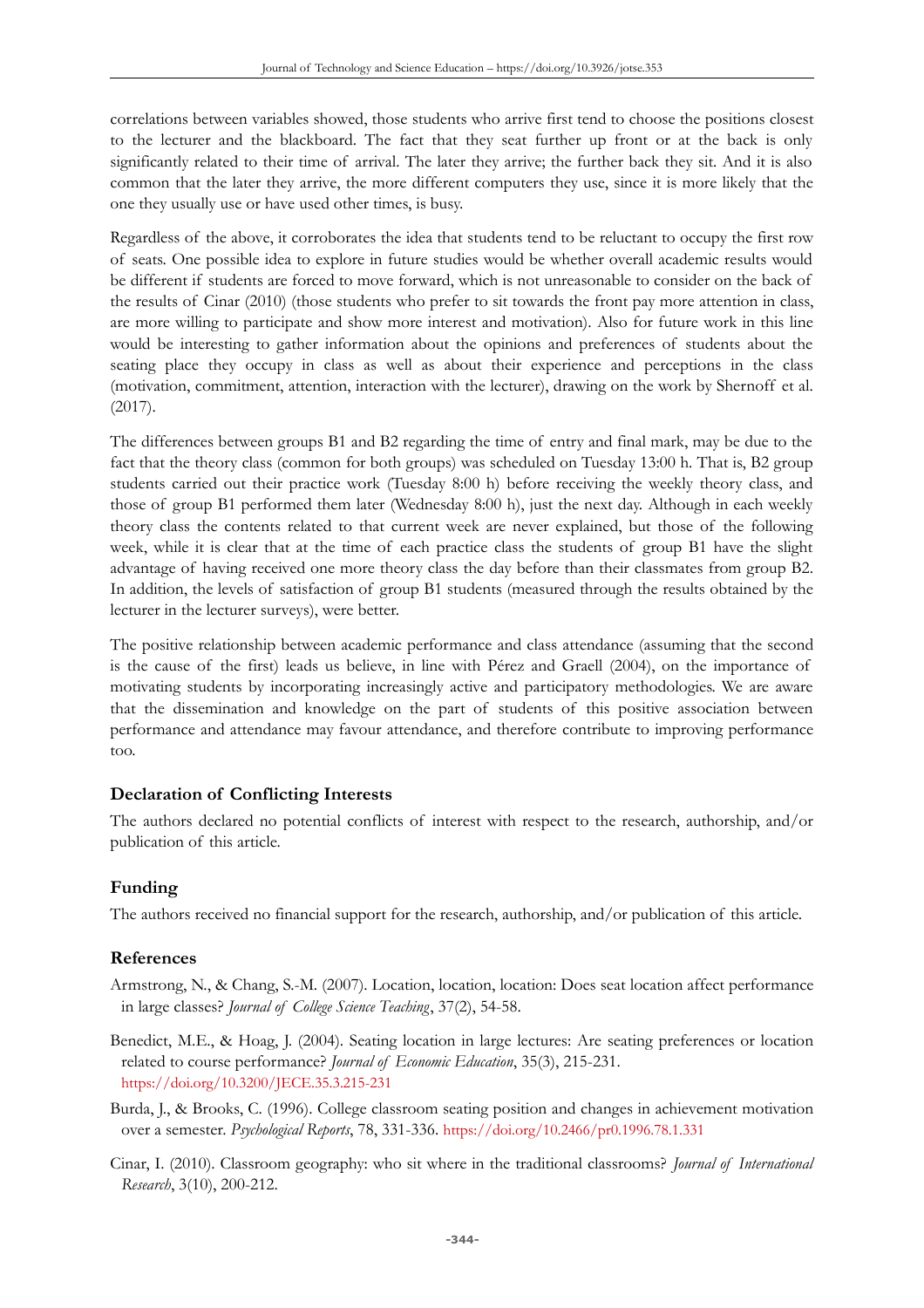correlations between variables showed, those students who arrive first tend to choose the positions closest to the lecturer and the blackboard. The fact that they seat further up front or at the back is only significantly related to their time of arrival. The later they arrive; the further back they sit. And it is also common that the later they arrive, the more different computers they use, since it is more likely that the one they usually use or have used other times, is busy.

Regardless of the above, it corroborates the idea that students tend to be reluctant to occupy the first row of seats. One possible idea to explore in future studies would be whether overall academic results would be different if students are forced to move forward, which is not unreasonable to consider on the back of the results of Cinar (2010) (those students who prefer to sit towards the front pay more attention in class, are more willing to participate and show more interest and motivation). Also for future work in this line would be interesting to gather information about the opinions and preferences of students about the seating place they occupy in class as well as about their experience and perceptions in the class (motivation, commitment, attention, interaction with the lecturer), drawing on the work by Shernoff et al. (2017).

The differences between groups B1 and B2 regarding the time of entry and final mark, may be due to the fact that the theory class (common for both groups) was scheduled on Tuesday 13:00 h. That is, B2 group students carried out their practice work (Tuesday 8:00 h) before receiving the weekly theory class, and those of group B1 performed them later (Wednesday 8:00 h), just the next day. Although in each weekly theory class the contents related to that current week are never explained, but those of the following week, while it is clear that at the time of each practice class the students of group B1 have the slight advantage of having received one more theory class the day before than their classmates from group B2. In addition, the levels of satisfaction of group B1 students (measured through the results obtained by the lecturer in the lecturer surveys), were better.

The positive relationship between academic performance and class attendance (assuming that the second is the cause of the first) leads us believe, in line with Pérez and Graell (2004), on the importance of motivating students by incorporating increasingly active and participatory methodologies. We are aware that the dissemination and knowledge on the part of students of this positive association between performance and attendance may favour attendance, and therefore contribute to improving performance too.

## Declaration of Conflicting Interests

The authors declared no potential conflicts of interest with respect to the research, authorship, and/or publication of this article.

## Funding

The authors received no financial support for the research, authorship, and/or publication of this article.

## References

Armstrong, N., & Chang, S.-M. (2007). Location, location, location: Does seat location affect performance in large classes? *Journal of College Science Teaching*, 37(2), 54-58.

Benedict, M.E., & Hoag, J. (2004). Seating location in large lectures: Are seating preferences or location related to course performance? *Journal of Economic Education*, 35(3), 215-231. https://doi.org/10.3200/JECE.35.3.215-231

Burda, J., & Brooks, C. (1996). College classroom seating position and changes in achievement motivation over a semester. *Psychological Reports*, 78, 331-336. https://doi.org/10.2466/pr0.1996.78.1.331

Cinar, I. (2010). Classroom geography: who sit where in the traditional classrooms? *Journal of International Research*, 3(10), 200-212.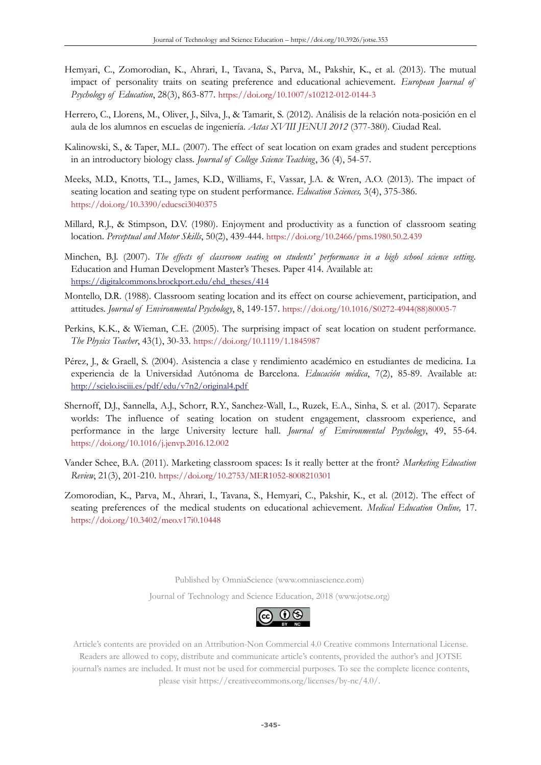Hemyari, C., Zomorodian, K., Ahrari, I., Tavana, S., Parva, M., Pakshir, K., et al. (2013). The mutual impact of personality traits on seating preference and educational achievement. *European Journal of Psychology of Education*, 28(3), 863-877. https://doi.org/10.1007/s10212-012-0144-3

Herrero, C., Llorens, M., Oliver, J., Silva, J., & Tamarit, S. (2012). Análisis de la relación nota-posición en el aula de los alumnos en escuelas de ingeniería. *Actas XVIII JENUI 2012* (377-380). Ciudad Real.

Kalinowski, S., & Taper, M.L. (2007). The effect of seat location on exam grades and student perceptions in an introductory biology class. *Journal of College Science Teaching*, 36 (4), 54-57.

Meeks, M.D., Knotts, T.L., James, K.D., Williams, F., Vassar, J.A. & Wren, A.O. (2013). The impact of seating location and seating type on student performance. *Education Sciences,* 3(4), 375-386. https://doi.org/10.3390/educsci3040375

Millard, R.J., & Stimpson, D.V. (1980). Enjoyment and productivity as a function of classroom seating location. *Perceptual and Motor Skills*, 50(2), 439-444. https://doi.org/10.2466/pms.1980.50.2.439

Minchen, B.J. (2007). *The effects of classroom seating on students' performance in a high school science setting*. Education and Human Development Master's Theses. Paper 414. Available at: https://digitalcommons.brockport.edu/ehd_theses/414

Montello, D.R. (1988). Classroom seating location and its effect on course achievement, participation, and attitudes. *Journal of Environmental Psychology*, 8, 149-157. https://doi.org/10.1016/S0272-4944(88)80005-7

Perkins, K.K., & Wieman, C.E. (2005). The surprising impact of seat location on student performance. *The Physics Teacher*, 43(1), 30-33. https://doi.org/10.1119/1.1845987

Pérez, J., & Graell, S. (2004). Asistencia a clase y rendimiento académico en estudiantes de medicina. La experiencia de la Universidad Autónoma de Barcelona. *Educación médica*, 7(2), 85-89. Available at: http://scielo.isciii.es/pdf/edu/v7n2/original4.pdf

Shernoff, D.J., Sannella, A.J., Schorr, R.Y., Sanchez-Wall, L., Ruzek, E.A., Sinha, S. et al. (2017). Separate worlds: The influence of seating location on student engagement, classroom experience, and performance in the large University lecture hall. *Journal of Environmental Psychology*, 49, 55-64. https://doi.org/10.1016/j.jenvp.2016.12.002

Vander Schee, B.A. (2011). Marketing classroom spaces: Is it really better at the front? *Marketing Education Review*, 21(3), 201-210. https://doi.org/10.2753/MER1052-8008210301

Zomorodian, K., Parva, M., Ahrari, I., Tavana, S., Hemyari, C., Pakshir, K., et al. (2012). The effect of seating preferences of the medical students on educational achievement. *Medical Education Online,* 17. https://doi.org/10.3402/meo.v17i0.10448

Published by OmniaScience (www.omniascience.com)

Journal of Technology and Science Education, 2018 (www.jotse.org)

Article's contents are provided on an Attribution-Non Commercial 4.0 Creative commons International License. Readers are allowed to copy, distribute and communicate article's contents, provided the author's and JOTSE journal's names are included. It must not be used for commercial purposes. To see the complete licence contents, please visit https://creativecommons.org/licenses/by-nc/4.0/.